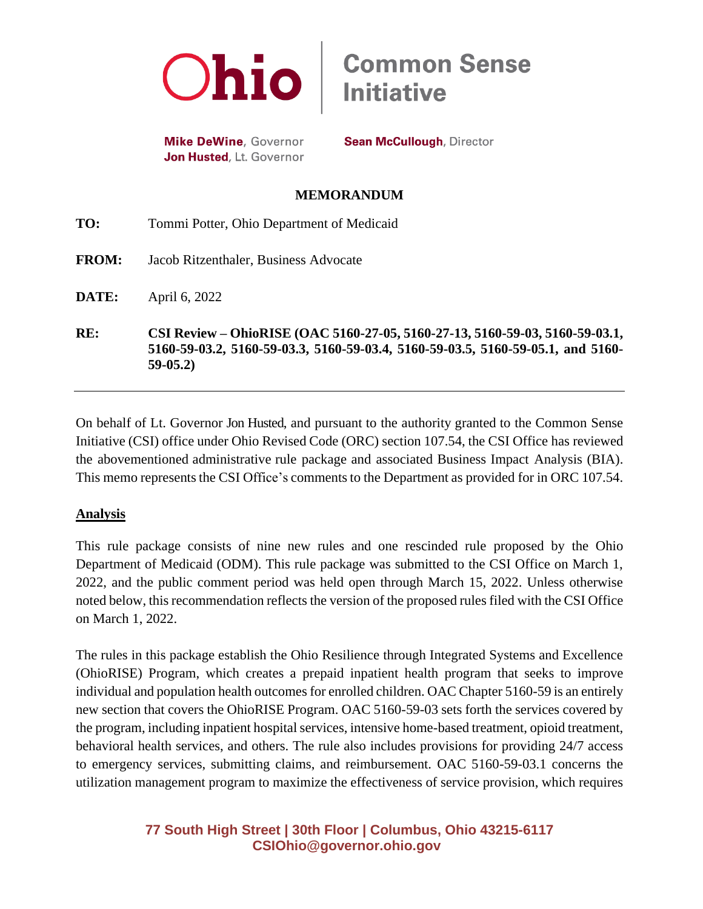**Ohio | Common Sense Initiative**

**Mike DeWine**, Governor
**Jon Husted**, Lt. Governor

**Sean McCullough**, Director

**MEMORANDUM**

**TO:** Tommi Potter, Ohio Department of Medicaid

**FROM:** Jacob Ritzenthaler, Business Advocate

**DATE:** April 6, 2022

**RE:** **CSI Review – OhioRISE (OAC 5160-27-05, 5160-27-13, 5160-59-03, 5160-59-03.1, 5160-59-03.2, 5160-59-03.3, 5160-59-03.4, 5160-59-03.5, 5160-59-05.1, and 5160-59-05.2)**

---

On behalf of Lt. Governor Jon Husted, and pursuant to the authority granted to the Common Sense Initiative (CSI) office under Ohio Revised Code (ORC) section 107.54, the CSI Office has reviewed the abovementioned administrative rule package and associated Business Impact Analysis (BIA). This memo represents the CSI Office's comments to the Department as provided for in ORC 107.54.

## Analysis

This rule package consists of nine new rules and one rescinded rule proposed by the Ohio Department of Medicaid (ODM). This rule package was submitted to the CSI Office on March 1, 2022, and the public comment period was held open through March 15, 2022. Unless otherwise noted below, this recommendation reflects the version of the proposed rules filed with the CSI Office on March 1, 2022.

The rules in this package establish the Ohio Resilience through Integrated Systems and Excellence (OhioRISE) Program, which creates a prepaid inpatient health program that seeks to improve individual and population health outcomes for enrolled children. OAC Chapter 5160-59 is an entirely new section that covers the OhioRISE Program. OAC 5160-59-03 sets forth the services covered by the program, including inpatient hospital services, intensive home-based treatment, opioid treatment, behavioral health services, and others. The rule also includes provisions for providing 24/7 access to emergency services, submitting claims, and reimbursement. OAC 5160-59-03.1 concerns the utilization management program to maximize the effectiveness of service provision, which requires

77 South High Street | 30th Floor | Columbus, Ohio 43215-6117
CSIOhio@governor.ohio.gov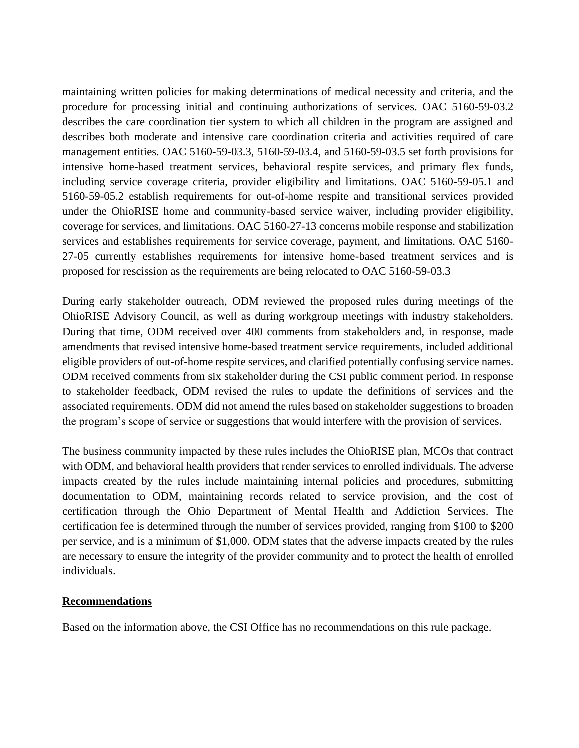maintaining written policies for making determinations of medical necessity and criteria, and the procedure for processing initial and continuing authorizations of services. OAC 5160-59-03.2 describes the care coordination tier system to which all children in the program are assigned and describes both moderate and intensive care coordination criteria and activities required of care management entities. OAC 5160-59-03.3, 5160-59-03.4, and 5160-59-03.5 set forth provisions for intensive home-based treatment services, behavioral respite services, and primary flex funds, including service coverage criteria, provider eligibility and limitations. OAC 5160-59-05.1 and 5160-59-05.2 establish requirements for out-of-home respite and transitional services provided under the OhioRISE home and community-based service waiver, including provider eligibility, coverage for services, and limitations. OAC 5160-27-13 concerns mobile response and stabilization services and establishes requirements for service coverage, payment, and limitations. OAC 5160-27-05 currently establishes requirements for intensive home-based treatment services and is proposed for rescission as the requirements are being relocated to OAC 5160-59-03.3

During early stakeholder outreach, ODM reviewed the proposed rules during meetings of the OhioRISE Advisory Council, as well as during workgroup meetings with industry stakeholders. During that time, ODM received over 400 comments from stakeholders and, in response, made amendments that revised intensive home-based treatment service requirements, included additional eligible providers of out-of-home respite services, and clarified potentially confusing service names. ODM received comments from six stakeholder during the CSI public comment period. In response to stakeholder feedback, ODM revised the rules to update the definitions of services and the associated requirements. ODM did not amend the rules based on stakeholder suggestions to broaden the program's scope of service or suggestions that would interfere with the provision of services.

The business community impacted by these rules includes the OhioRISE plan, MCOs that contract with ODM, and behavioral health providers that render services to enrolled individuals. The adverse impacts created by the rules include maintaining internal policies and procedures, submitting documentation to ODM, maintaining records related to service provision, and the cost of certification through the Ohio Department of Mental Health and Addiction Services. The certification fee is determined through the number of services provided, ranging from $100 to $200 per service, and is a minimum of $1,000. ODM states that the adverse impacts created by the rules are necessary to ensure the integrity of the provider community and to protect the health of enrolled individuals.

## Recommendations

Based on the information above, the CSI Office has no recommendations on this rule package.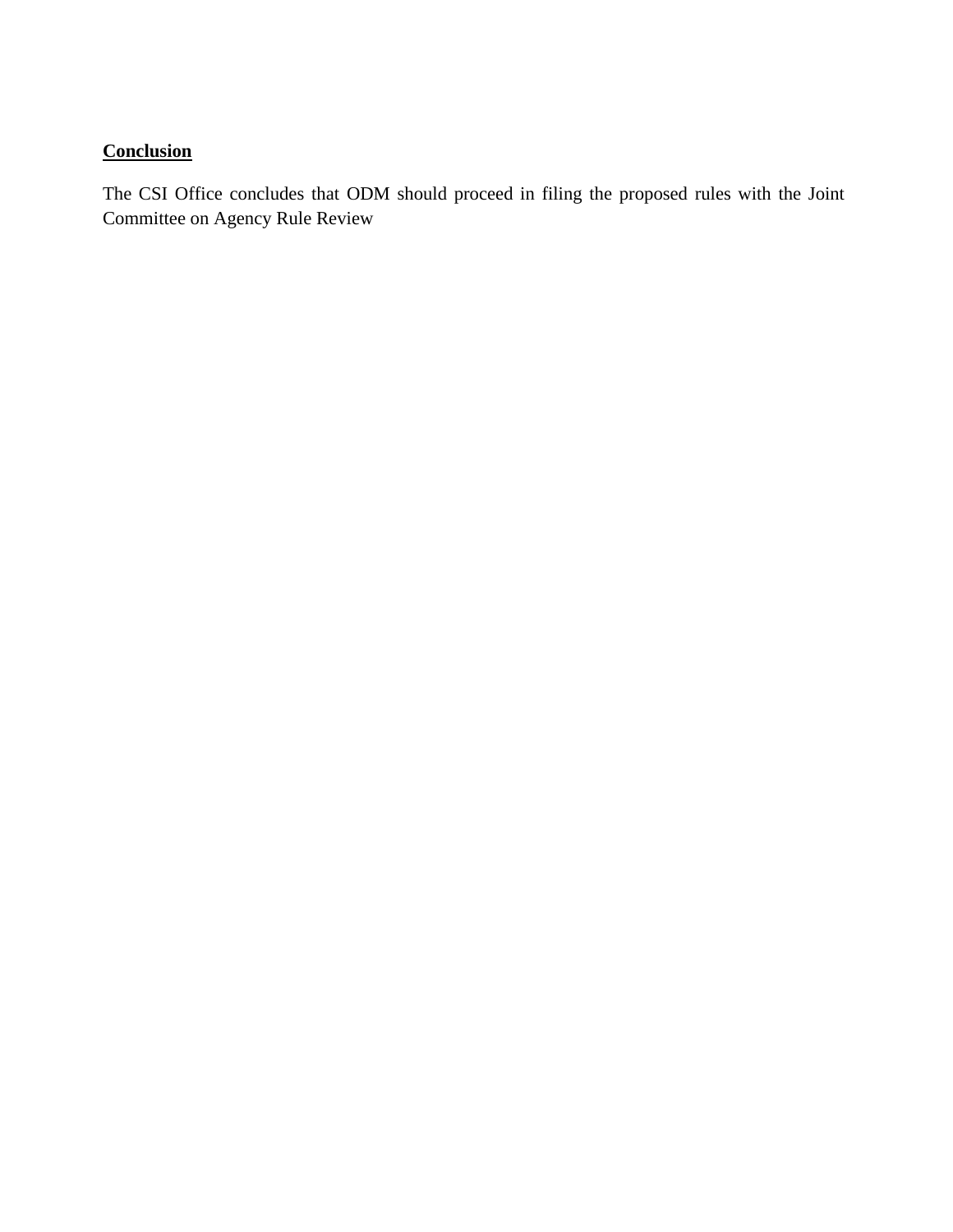**Conclusion**

The CSI Office concludes that ODM should proceed in filing the proposed rules with the Joint Committee on Agency Rule Review